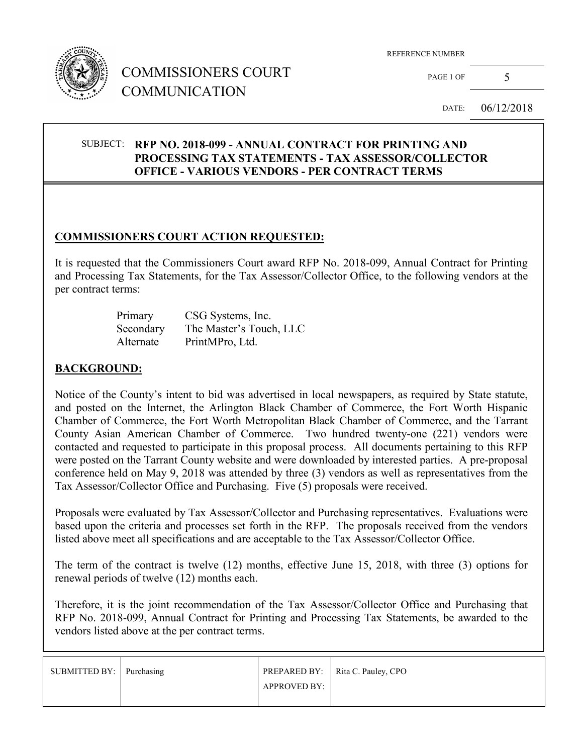# COMMISSIONERS COURT COMMUNICATION

REFERENCE NUMBER

DATE: 06/12/2018

**SUBJECT: RFP NO. 2018-099 - ANNUAL CONTRACT FOR PRINTING AND PROCESSING TAX STATEMENTS - TAX ASSESSOR/COLLECTOR OFFICE - VARIOUS VENDORS - PER CONTRACT TERMS**

## COMMISSIONERS COURT ACTION REQUESTED:

It is requested that the Commissioners Court award RFP No. 2018-099, Annual Contract for Printing and Processing Tax Statements, for the Tax Assessor/Collector Office, to the following vendors at the per contract terms:

| | |
|---|---|
| Primary | CSG Systems, Inc. |
| Secondary | The Master's Touch, LLC |
| Alternate | PrintMPro, Ltd. |

## BACKGROUND:

Notice of the County's intent to bid was advertised in local newspapers, as required by State statute, and posted on the Internet, the Arlington Black Chamber of Commerce, the Fort Worth Hispanic Chamber of Commerce, the Fort Worth Metropolitan Black Chamber of Commerce, and the Tarrant County Asian American Chamber of Commerce. Two hundred twenty-one (221) vendors were contacted and requested to participate in this proposal process. All documents pertaining to this RFP were posted on the Tarrant County website and were downloaded by interested parties. A pre-proposal conference held on May 9, 2018 was attended by three (3) vendors as well as representatives from the Tax Assessor/Collector Office and Purchasing. Five (5) proposals were received.

Proposals were evaluated by Tax Assessor/Collector and Purchasing representatives. Evaluations were based upon the criteria and processes set forth in the RFP. The proposals received from the vendors listed above meet all specifications and are acceptable to the Tax Assessor/Collector Office.

The term of the contract is twelve (12) months, effective June 15, 2018, with three (3) options for renewal periods of twelve (12) months each.

Therefore, it is the joint recommendation of the Tax Assessor/Collector Office and Purchasing that RFP No. 2018-099, Annual Contract for Printing and Processing Tax Statements, be awarded to the vendors listed above at the per contract terms.

| SUBMITTED BY: | Purchasing | PREPARED BY: APPROVED BY: | Rita C. Pauley, CPO |
|---|---|---|---|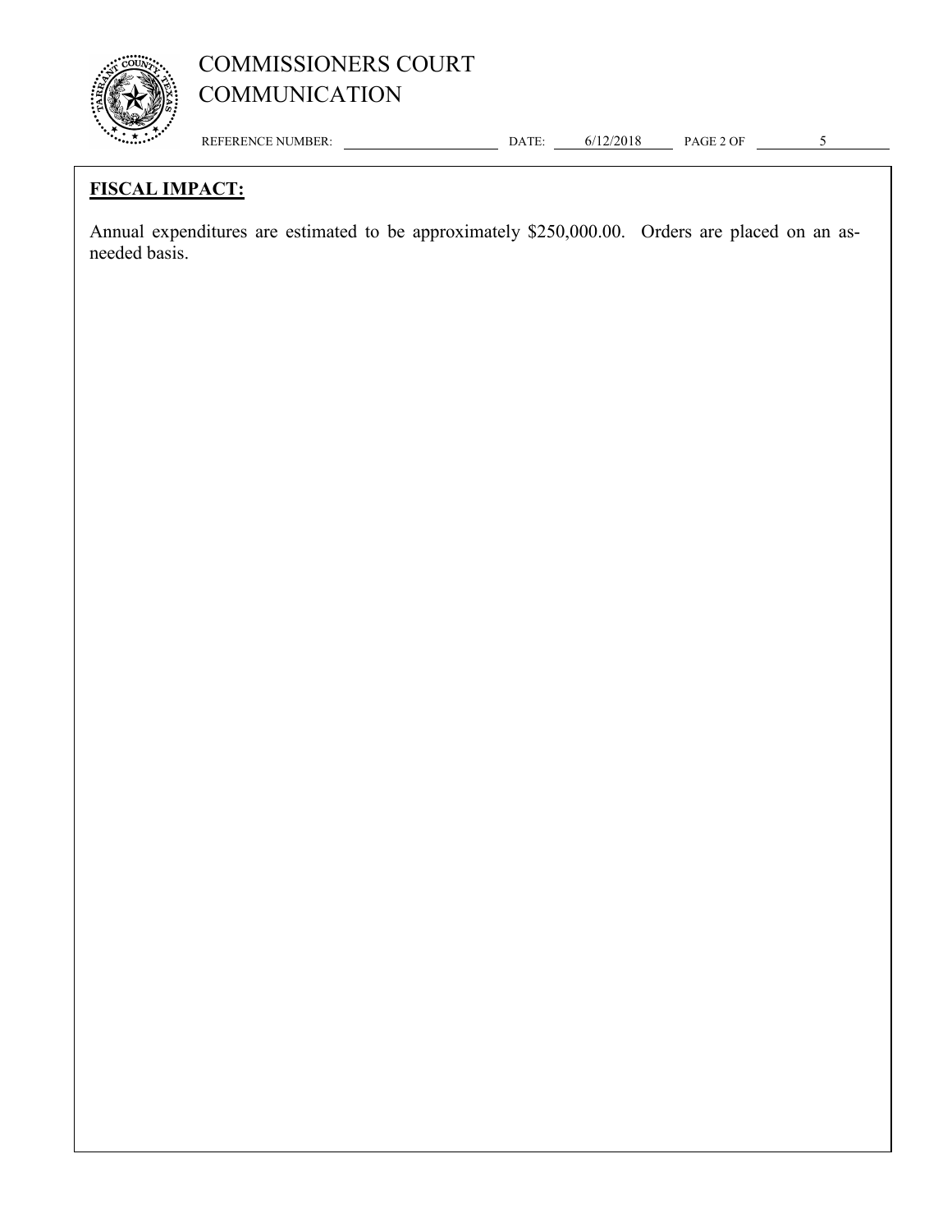**FISCAL IMPACT:**

Annual expenditures are estimated to be approximately $250,000.00. Orders are placed on an as-needed basis.